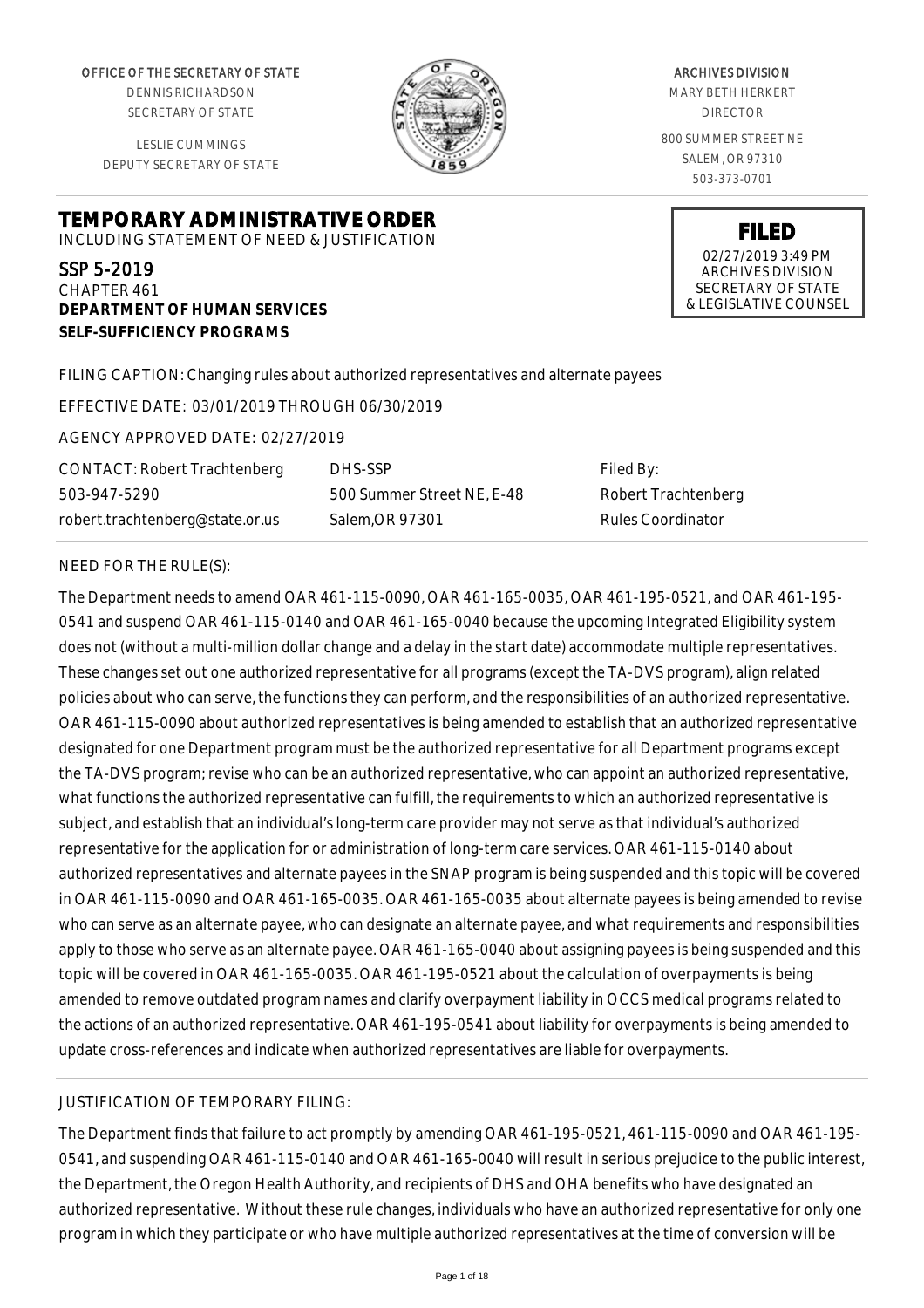OFFICE OF THE SECRETARY OF STATE
DENNIS RICHARDSON
SECRETARY OF STATE

LESLIE CUMMINGS
DEPUTY SECRETARY OF STATE

ARCHIVES DIVISION
MARY BETH HERKERT
DIRECTOR

800 SUMMER STREET NE
SALEM, OR 97310
503-373-0701

**FILED**
02/27/2019 3:49 PM
ARCHIVES DIVISION
SECRETARY OF STATE
& LEGISLATIVE COUNSEL

# TEMPORARY ADMINISTRATIVE ORDER

INCLUDING STATEMENT OF NEED & JUSTIFICATION

SSP 5-2019
CHAPTER 461
**DEPARTMENT OF HUMAN SERVICES**
**SELF-SUFFICIENCY PROGRAMS**

FILING CAPTION: Changing rules about authorized representatives and alternate payees

EFFECTIVE DATE: 03/01/2019 THROUGH 06/30/2019

AGENCY APPROVED DATE: 02/27/2019

| CONTACT: Robert Trachtenberg | DHS-SSP | Filed By: |
|---|---|---|
| 503-947-5290 | 500 Summer Street NE, E-48 | Robert Trachtenberg |
| robert.trachtenberg@state.or.us | Salem,OR 97301 | Rules Coordinator |

NEED FOR THE RULE(S):

The Department needs to amend OAR 461-115-0090, OAR 461-165-0035, OAR 461-195-0521, and OAR 461-195-0541 and suspend OAR 461-115-0140 and OAR 461-165-0040 because the upcoming Integrated Eligibility system does not (without a multi-million dollar change and a delay in the start date) accommodate multiple representatives. These changes set out one authorized representative for all programs (except the TA-DVS program), align related policies about who can serve, the functions they can perform, and the responsibilities of an authorized representative. OAR 461-115-0090 about authorized representatives is being amended to establish that an authorized representative designated for one Department program must be the authorized representative for all Department programs except the TA-DVS program; revise who can be an authorized representative, who can appoint an authorized representative, what functions the authorized representative can fulfill, the requirements to which an authorized representative is subject, and establish that an individual's long-term care provider may not serve as that individual's authorized representative for the application for or administration of long-term care services. OAR 461-115-0140 about authorized representatives and alternate payees in the SNAP program is being suspended and this topic will be covered in OAR 461-115-0090 and OAR 461-165-0035. OAR 461-165-0035 about alternate payees is being amended to revise who can serve as an alternate payee, who can designate an alternate payee, and what requirements and responsibilities apply to those who serve as an alternate payee. OAR 461-165-0040 about assigning payees is being suspended and this topic will be covered in OAR 461-165-0035. OAR 461-195-0521 about the calculation of overpayments is being amended to remove outdated program names and clarify overpayment liability in OCCS medical programs related to the actions of an authorized representative. OAR 461-195-0541 about liability for overpayments is being amended to update cross-references and indicate when authorized representatives are liable for overpayments.

JUSTIFICATION OF TEMPORARY FILING:

The Department finds that failure to act promptly by amending OAR 461-195-0521, 461-115-0090 and OAR 461-195-0541, and suspending OAR 461-115-0140 and OAR 461-165-0040 will result in serious prejudice to the public interest, the Department, the Oregon Health Authority, and recipients of DHS and OHA benefits who have designated an authorized representative. Without these rule changes, individuals who have an authorized representative for only one program in which they participate or who have multiple authorized representatives at the time of conversion will be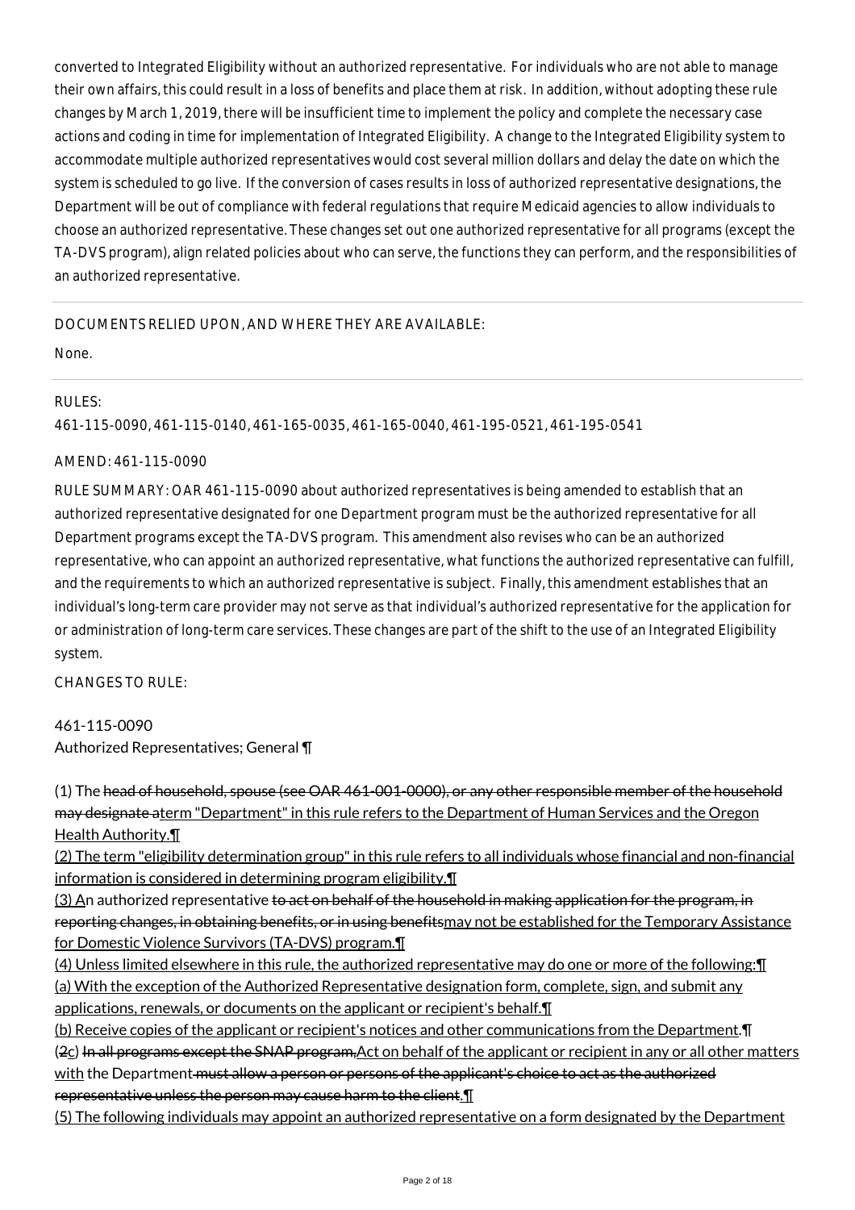converted to Integrated Eligibility without an authorized representative. For individuals who are not able to manage their own affairs, this could result in a loss of benefits and place them at risk. In addition, without adopting these rule changes by March 1, 2019, there will be insufficient time to implement the policy and complete the necessary case actions and coding in time for implementation of Integrated Eligibility. A change to the Integrated Eligibility system to accommodate multiple authorized representatives would cost several million dollars and delay the date on which the system is scheduled to go live. If the conversion of cases results in loss of authorized representative designations, the Department will be out of compliance with federal regulations that require Medicaid agencies to allow individuals to choose an authorized representative. These changes set out one authorized representative for all programs (except the TA-DVS program), align related policies about who can serve, the functions they can perform, and the responsibilities of an authorized representative.

DOCUMENTS RELIED UPON, AND WHERE THEY ARE AVAILABLE:

None.

RULES:

461-115-0090, 461-115-0140, 461-165-0035, 461-165-0040, 461-195-0521, 461-195-0541

AMEND: 461-115-0090

RULE SUMMARY: OAR 461-115-0090 about authorized representatives is being amended to establish that an authorized representative designated for one Department program must be the authorized representative for all Department programs except the TA-DVS program. This amendment also revises who can be an authorized representative, who can appoint an authorized representative, what functions the authorized representative can fulfill, and the requirements to which an authorized representative is subject. Finally, this amendment establishes that an individual's long-term care provider may not serve as that individual's authorized representative for the application for or administration of long-term care services. These changes are part of the shift to the use of an Integrated Eligibility system.

CHANGES TO RULE:

461-115-0090
Authorized Representatives; General ¶

(1) The ~~head of household, spouse (see OAR 461-001-0000), or any other responsible member of the household may designate a~~<u>term "Department" in this rule refers to the Department of Human Services and the Oregon Health Authority.¶</u>
<u>(2) The term "eligibility determination group" in this rule refers to all individuals whose financial and non-financial information is considered in determining program eligibility.¶</u>
<u>(3) A</u>n authorized representative ~~to act on behalf of the household in making application for the program, in reporting changes, in obtaining benefits, or in using benefits~~<u>may not be established for the Temporary Assistance for Domestic Violence Survivors (TA-DVS) program.¶</u>
<u>(4) Unless limited elsewhere in this rule, the authorized representative may do one or more of the following:¶</u>
<u>(a) With the exception of the Authorized Representative designation form, complete, sign, and submit any applications, renewals, or documents on the applicant or recipient's behalf.¶</u>
<u>(b) Receive copies of the applicant or recipient's notices and other communications from the Department.</u>¶
(~~2~~<u>c</u>) ~~In all programs except the SNAP program,~~<u>Act on behalf of the applicant or recipient in any or all other matters with</u> the Department ~~must allow a person or persons of the applicant's choice to act as the authorized representative unless the person may cause harm to the client.~~¶
<u>(5) The following individuals may appoint an authorized representative on a form designated by the Department</u>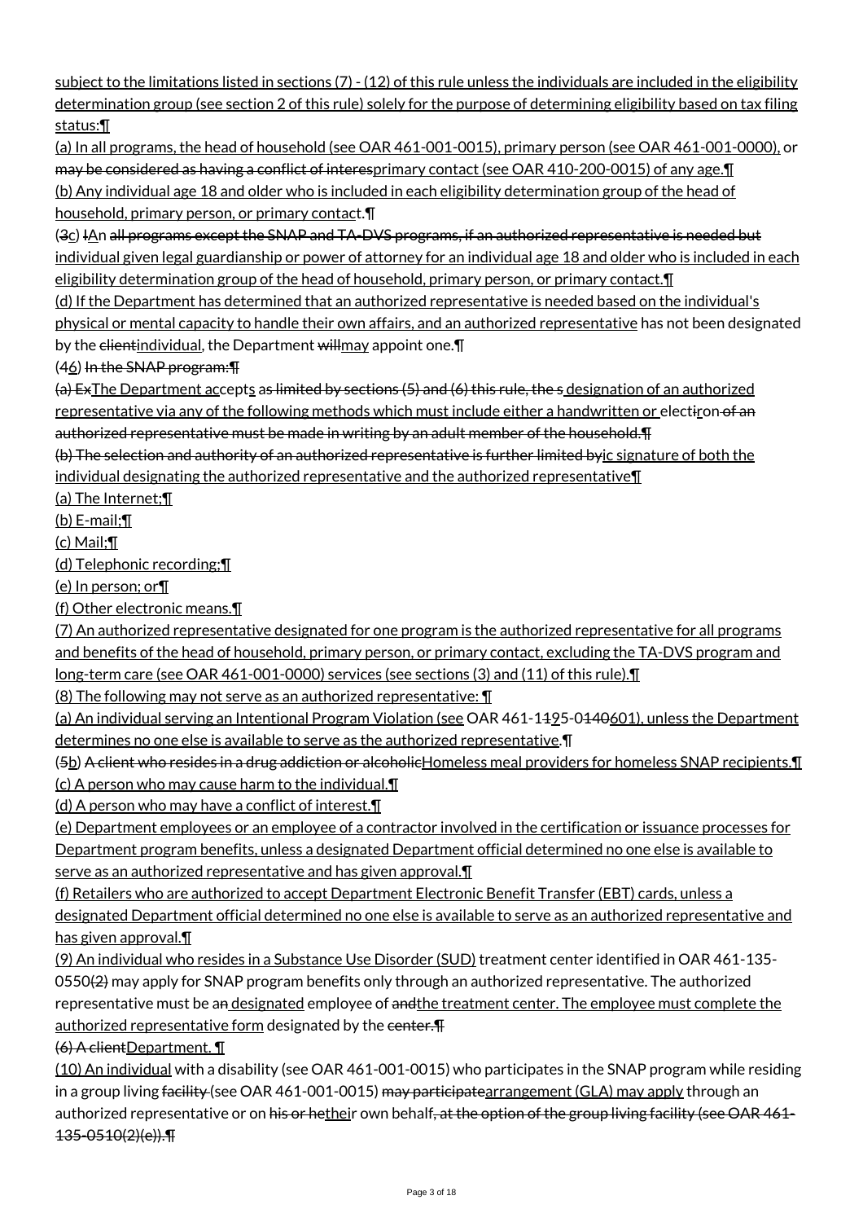subject to the limitations listed in sections (7) - (12) of this rule unless the individuals are included in the eligibility determination group (see section 2 of this rule) solely for the purpose of determining eligibility based on tax filing status:¶

(a) In all programs, the head of household (see OAR 461-001-0015), primary person (see OAR 461-001-0000), or may be considered as having a conflict of interesprimary contact (see OAR 410-200-0015) of any age.¶

(b) Any individual age 18 and older who is included in each eligibility determination group of the head of household, primary person, or primary contact.¶

(3c) IAn all programs except the SNAP and TA-DVS programs, if an authorized representative is needed but individual given legal guardianship or power of attorney for an individual age 18 and older who is included in each eligibility determination group of the head of household, primary person, or primary contact.¶

(d) If the Department has determined that an authorized representative is needed based on the individual's physical or mental capacity to handle their own affairs, and an authorized representative has not been designated by the clientindividual, the Department willmay appoint one.¶

(46) In the SNAP program:¶

(a) ExThe Department accepts as limited by sections (5) and (6) this rule, the s designation of an authorized representative via any of the following methods which must include either a handwritten or electiron of an authorized representative must be made in writing by an adult member of the household.¶

(b) The selection and authority of an authorized representative is further limited byic signature of both the individual designating the authorized representative and the authorized representative¶

(a) The Internet;¶

(b) E-mail;¶

(c) Mail;¶

(d) Telephonic recording;¶

(e) In person; or¶

(f) Other electronic means.¶

(7) An authorized representative designated for one program is the authorized representative for all programs and benefits of the head of household, primary person, or primary contact, excluding the TA-DVS program and long-term care (see OAR 461-001-0000) services (see sections (3) and (11) of this rule).¶

(8) The following may not serve as an authorized representative: ¶

(a) An individual serving an Intentional Program Violation (see OAR 461-1195-0140601), unless the Department determines no one else is available to serve as the authorized representative.¶

(5b) A client who resides in a drug addiction or alcoholicHomeless meal providers for homeless SNAP recipients.¶

(c) A person who may cause harm to the individual.¶

(d) A person who may have a conflict of interest.¶

(e) Department employees or an employee of a contractor involved in the certification or issuance processes for Department program benefits, unless a designated Department official determined no one else is available to serve as an authorized representative and has given approval.¶

(f) Retailers who are authorized to accept Department Electronic Benefit Transfer (EBT) cards, unless a designated Department official determined no one else is available to serve as an authorized representative and has given approval.¶

(9) An individual who resides in a Substance Use Disorder (SUD) treatment center identified in OAR 461-135-0550(2) may apply for SNAP program benefits only through an authorized representative. The authorized representative must be an designated employee of andthe treatment center. The employee must complete the authorized representative form designated by the center.¶

(6) A clientDepartment. ¶

(10) An individual with a disability (see OAR 461-001-0015) who participates in the SNAP program while residing in a group living facility (see OAR 461-001-0015) may participatearrangement (GLA) may apply through an authorized representative or on his or hetheir own behalf, at the option of the group living facility (see OAR 461-135-0510(2)(e)).¶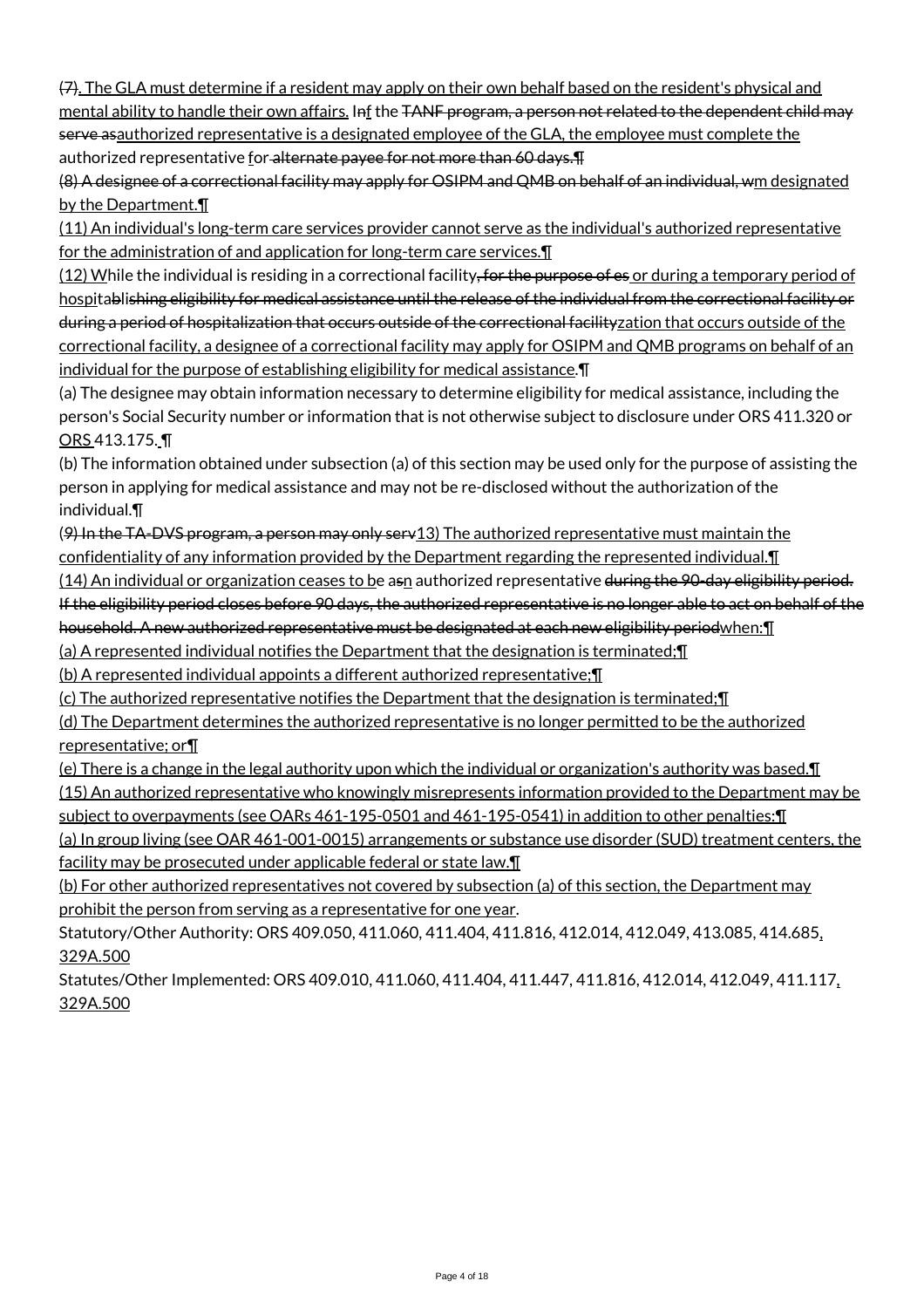(7). The GLA must determine if a resident may apply on their own behalf based on the resident's physical and mental ability to handle their own affairs. Inf the TANF program, a person not related to the dependent child may serve asauthorized representative is a designated employee of the GLA, the employee must complete the authorized representative for alternate payee for not more than 60 days.¶

(8) A designee of a correctional facility may apply for OSIPM and QMB on behalf of an individual, wm designated by the Department.¶

(11) An individual's long-term care services provider cannot serve as the individual's authorized representative for the administration of and application for long-term care services.¶

(12) While the individual is residing in a correctional facility, for the purpose of es or during a temporary period of hospitablishing eligibility for medical assistance until the release of the individual from the correctional facility or during a period of hospitalization that occurs outside of the correctional facilityzation that occurs outside of the correctional facility, a designee of a correctional facility may apply for OSIPM and QMB programs on behalf of an individual for the purpose of establishing eligibility for medical assistance.¶

(a) The designee may obtain information necessary to determine eligibility for medical assistance, including the person's Social Security number or information that is not otherwise subject to disclosure under ORS 411.320 or ORS 413.175. ¶

(b) The information obtained under subsection (a) of this section may be used only for the purpose of assisting the person in applying for medical assistance and may not be re-disclosed without the authorization of the individual.¶

(9) In the TA-DVS program, a person may only serv13) The authorized representative must maintain the confidentiality of any information provided by the Department regarding the represented individual.¶

(14) An individual or organization ceases to be asn authorized representative during the 90-day eligibility period. If the eligibility period closes before 90 days, the authorized representative is no longer able to act on behalf of the household. A new authorized representative must be designated at each new eligibility periodwhen:¶

(a) A represented individual notifies the Department that the designation is terminated;¶

(b) A represented individual appoints a different authorized representative;¶

(c) The authorized representative notifies the Department that the designation is terminated;¶

(d) The Department determines the authorized representative is no longer permitted to be the authorized representative; or¶

(e) There is a change in the legal authority upon which the individual or organization's authority was based.¶

(15) An authorized representative who knowingly misrepresents information provided to the Department may be subject to overpayments (see OARs 461-195-0501 and 461-195-0541) in addition to other penalties:¶

(a) In group living (see OAR 461-001-0015) arrangements or substance use disorder (SUD) treatment centers, the facility may be prosecuted under applicable federal or state law.¶

(b) For other authorized representatives not covered by subsection (a) of this section, the Department may prohibit the person from serving as a representative for one year.

Statutory/Other Authority: ORS 409.050, 411.060, 411.404, 411.816, 412.014, 412.049, 413.085, 414.685, 329A.500

Statutes/Other Implemented: ORS 409.010, 411.060, 411.404, 411.447, 411.816, 412.014, 412.049, 411.117, 329A.500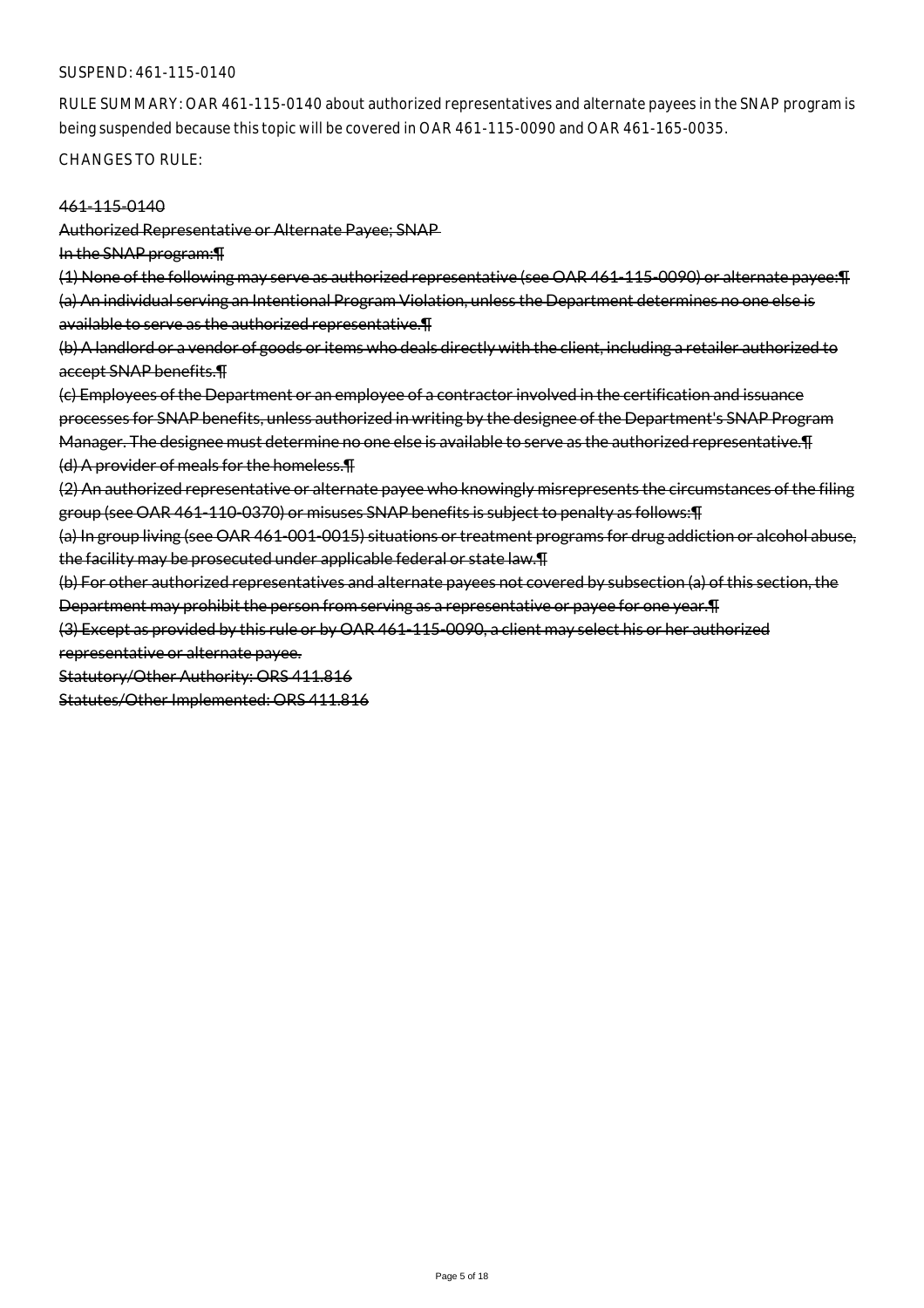SUSPEND: 461-115-0140

RULE SUMMARY: OAR 461-115-0140 about authorized representatives and alternate payees in the SNAP program is being suspended because this topic will be covered in OAR 461-115-0090 and OAR 461-165-0035.

CHANGES TO RULE:

~~461-115-0140~~

~~Authorized Representative or Alternate Payee; SNAP~~

~~In the SNAP program:¶~~

~~(1) None of the following may serve as authorized representative (see OAR 461-115-0090) or alternate payee:¶~~

~~(a) An individual serving an Intentional Program Violation, unless the Department determines no one else is available to serve as the authorized representative.¶~~

~~(b) A landlord or a vendor of goods or items who deals directly with the client, including a retailer authorized to accept SNAP benefits.¶~~

~~(c) Employees of the Department or an employee of a contractor involved in the certification and issuance processes for SNAP benefits, unless authorized in writing by the designee of the Department's SNAP Program Manager. The designee must determine no one else is available to serve as the authorized representative.¶~~

~~(d) A provider of meals for the homeless.¶~~

~~(2) An authorized representative or alternate payee who knowingly misrepresents the circumstances of the filing group (see OAR 461-110-0370) or misuses SNAP benefits is subject to penalty as follows:¶~~

~~(a) In group living (see OAR 461-001-0015) situations or treatment programs for drug addiction or alcohol abuse, the facility may be prosecuted under applicable federal or state law.¶~~

~~(b) For other authorized representatives and alternate payees not covered by subsection (a) of this section, the Department may prohibit the person from serving as a representative or payee for one year.¶~~

~~(3) Except as provided by this rule or by OAR 461-115-0090, a client may select his or her authorized representative or alternate payee.~~

~~Statutory/Other Authority: ORS 411.816~~

~~Statutes/Other Implemented: ORS 411.816~~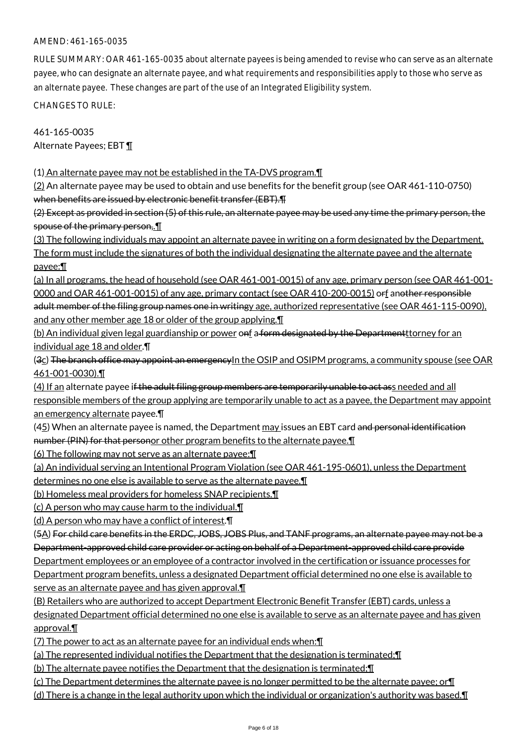AMEND: 461-165-0035

RULE SUMMARY: OAR 461-165-0035 about alternate payees is being amended to revise who can serve as an alternate payee, who can designate an alternate payee, and what requirements and responsibilities apply to those who serve as an alternate payee. These changes are part of the use of an Integrated Eligibility system.

CHANGES TO RULE:

461-165-0035
Alternate Payees; EBT ¶

(1) An alternate payee may not be established in the TA-DVS program.¶
(2) An alternate payee may be used to obtain and use benefits for the benefit group (see OAR 461-110-0750) when benefits are issued by electronic benefit transfer (EBT).¶
(2) Except as provided in section (5) of this rule, an alternate payee may be used any time the primary person, the spouse of the primary person,.¶
(3) The following individuals may appoint an alternate payee in writing on a form designated by the Department. The form must include the signatures of both the individual designating the alternate payee and the alternate payee:¶
(a) In all programs, the head of household (see OAR 461-001-0015) of any age, primary person (see OAR 461-001-0000 and OAR 461-001-0015) of any age, primary contact (see OAR 410-200-0015) orf another responsible adult member of the filing group names one in writingy age, authorized representative (see OAR 461-115-0090), and any other member age 18 or older of the group applying.¶
(b) An individual given legal guardianship or power onf a form designated by the Departmentttorney for an individual age 18 and older.¶
(3c) The branch office may appoint an emergencyIn the OSIP and OSIPM programs, a community spouse (see OAR 461-001-0030).¶
(4) If an alternate payee if the adult filing group members are temporarily unable to act ass needed and all responsible members of the group applying are temporarily unable to act as a payee, the Department may appoint an emergency alternate payee.¶
(45) When an alternate payee is named, the Department may issues an EBT card and personal identification number (PIN) for that personor other program benefits to the alternate payee.¶
(6) The following may not serve as an alternate payee:¶
(a) An individual serving an Intentional Program Violation (see OAR 461-195-0601), unless the Department determines no one else is available to serve as the alternate payee.¶
(b) Homeless meal providers for homeless SNAP recipients.¶
(c) A person who may cause harm to the individual.¶
(d) A person who may have a conflict of interest.¶
(5A) For child care benefits in the ERDC, JOBS, JOBS Plus, and TANF programs, an alternate payee may not be a Department-approved child care provider or acting on behalf of a Department-approved child care provide Department employees or an employee of a contractor involved in the certification or issuance processes for Department program benefits, unless a designated Department official determined no one else is available to serve as an alternate payee and has given approval.¶
(B) Retailers who are authorized to accept Department Electronic Benefit Transfer (EBT) cards, unless a designated Department official determined no one else is available to serve as an alternate payee and has given approval.¶
(7) The power to act as an alternate payee for an individual ends when:¶
(a) The represented individual notifies the Department that the designation is terminated;¶
(b) The alternate payee notifies the Department that the designation is terminated;¶
(c) The Department determines the alternate payee is no longer permitted to be the alternate payee; or¶
(d) There is a change in the legal authority upon which the individual or organization's authority was based.¶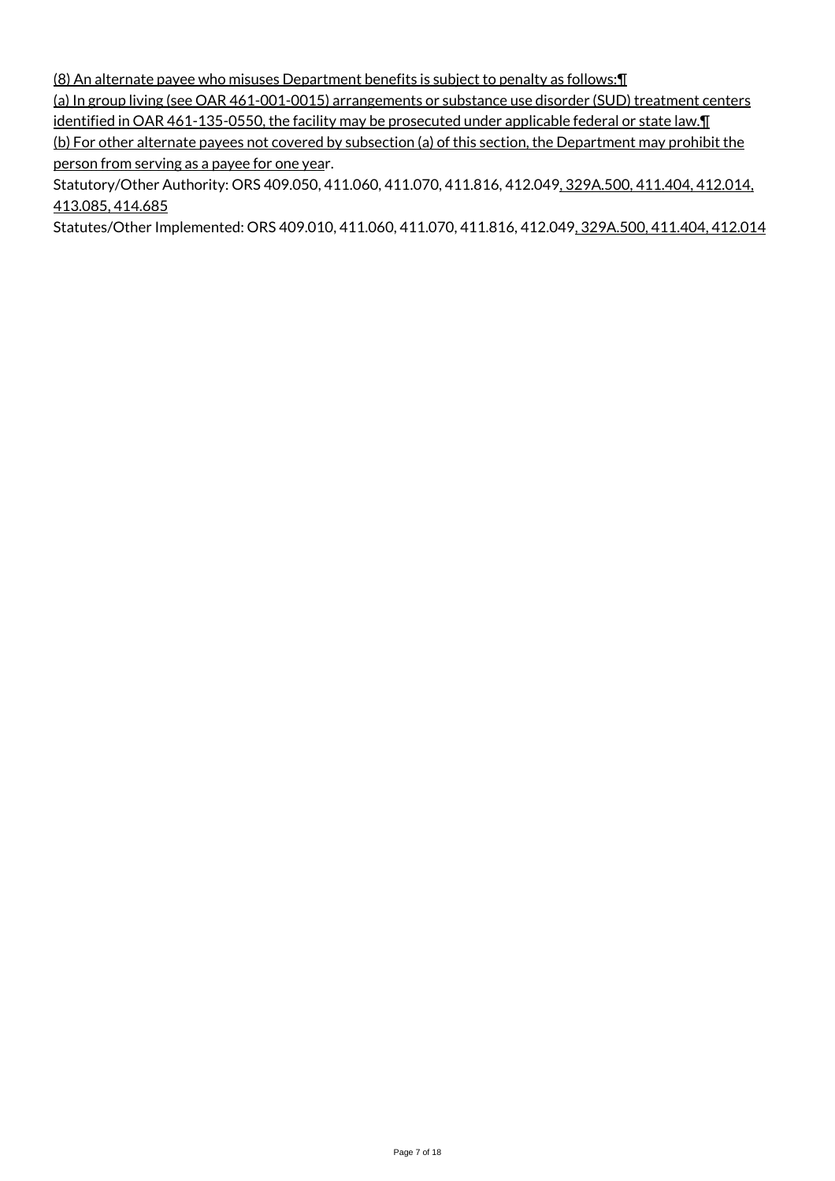(8) An alternate payee who misuses Department benefits is subject to penalty as follows:¶

(a) In group living (see OAR 461-001-0015) arrangements or substance use disorder (SUD) treatment centers identified in OAR 461-135-0550, the facility may be prosecuted under applicable federal or state law.¶

(b) For other alternate payees not covered by subsection (a) of this section, the Department may prohibit the person from serving as a payee for one year.

Statutory/Other Authority: ORS 409.050, 411.060, 411.070, 411.816, 412.049, 329A.500, 411.404, 412.014, 413.085, 414.685

Statutes/Other Implemented: ORS 409.010, 411.060, 411.070, 411.816, 412.049, 329A.500, 411.404, 412.014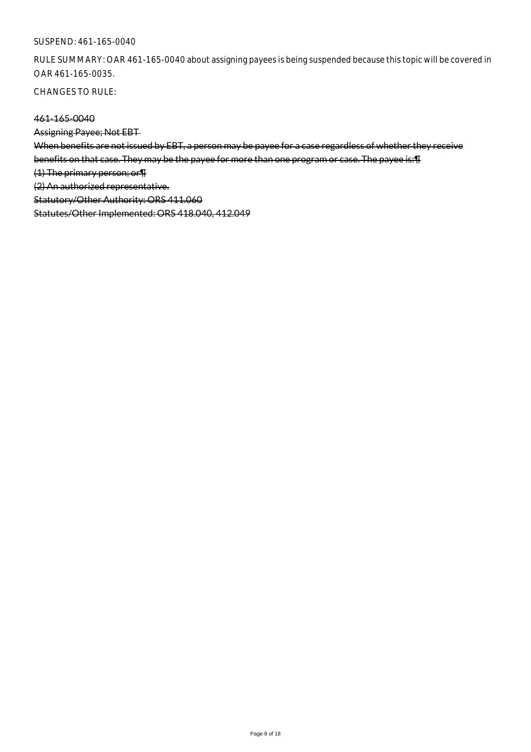SUSPEND: 461-165-0040

RULE SUMMARY: OAR 461-165-0040 about assigning payees is being suspended because this topic will be covered in OAR 461-165-0035.

CHANGES TO RULE:

~~461-165-0040~~

~~Assigning Payee; Not EBT~~

~~When benefits are not issued by EBT, a person may be payee for a case regardless of whether they receive benefits on that case. They may be the payee for more than one program or case. The payee is:¶~~

~~(1) The primary person; or¶~~

~~(2) An authorized representative.~~

~~Statutory/Other Authority: ORS 411.060~~

~~Statutes/Other Implemented: ORS 418.040, 412.049~~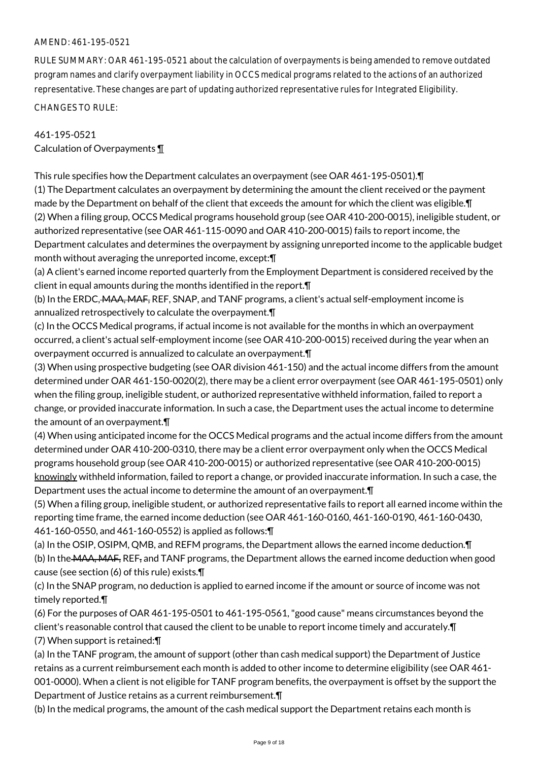AMEND: 461-195-0521

RULE SUMMARY: OAR 461-195-0521 about the calculation of overpayments is being amended to remove outdated program names and clarify overpayment liability in OCCS medical programs related to the actions of an authorized representative. These changes are part of updating authorized representative rules for Integrated Eligibility.

CHANGES TO RULE:

461-195-0521
Calculation of Overpayments ¶

This rule specifies how the Department calculates an overpayment (see OAR 461-195-0501).¶
(1) The Department calculates an overpayment by determining the amount the client received or the payment made by the Department on behalf of the client that exceeds the amount for which the client was eligible.¶
(2) When a filing group, OCCS Medical programs household group (see OAR 410-200-0015), ineligible student, or authorized representative (see OAR 461-115-0090 and OAR 410-200-0015) fails to report income, the Department calculates and determines the overpayment by assigning unreported income to the applicable budget month without averaging the unreported income, except:¶
(a) A client's earned income reported quarterly from the Employment Department is considered received by the client in equal amounts during the months identified in the report.¶
(b) In the ERDC, ~~MAA, MAF,~~ REF, SNAP, and TANF programs, a client's actual self-employment income is annualized retrospectively to calculate the overpayment.¶
(c) In the OCCS Medical programs, if actual income is not available for the months in which an overpayment occurred, a client's actual self-employment income (see OAR 410-200-0015) received during the year when an overpayment occurred is annualized to calculate an overpayment.¶
(3) When using prospective budgeting (see OAR division 461-150) and the actual income differs from the amount determined under OAR 461-150-0020(2), there may be a client error overpayment (see OAR 461-195-0501) only when the filing group, ineligible student, or authorized representative withheld information, failed to report a change, or provided inaccurate information. In such a case, the Department uses the actual income to determine the amount of an overpayment.¶
(4) When using anticipated income for the OCCS Medical programs and the actual income differs from the amount determined under OAR 410-200-0310, there may be a client error overpayment only when the OCCS Medical programs household group (see OAR 410-200-0015) or authorized representative (see OAR 410-200-0015) knowingly withheld information, failed to report a change, or provided inaccurate information. In such a case, the Department uses the actual income to determine the amount of an overpayment.¶
(5) When a filing group, ineligible student, or authorized representative fails to report all earned income within the reporting time frame, the earned income deduction (see OAR 461-160-0160, 461-160-0190, 461-160-0430, 461-160-0550, and 461-160-0552) is applied as follows:¶
(a) In the OSIP, OSIPM, QMB, and REFM programs, the Department allows the earned income deduction.¶
(b) In the ~~MAA, MAF,~~ REF~~,~~ and TANF programs, the Department allows the earned income deduction when good cause (see section (6) of this rule) exists.¶
(c) In the SNAP program, no deduction is applied to earned income if the amount or source of income was not timely reported.¶
(6) For the purposes of OAR 461-195-0501 to 461-195-0561, "good cause" means circumstances beyond the client's reasonable control that caused the client to be unable to report income timely and accurately.¶
(7) When support is retained:¶
(a) In the TANF program, the amount of support (other than cash medical support) the Department of Justice retains as a current reimbursement each month is added to other income to determine eligibility (see OAR 461-001-0000). When a client is not eligible for TANF program benefits, the overpayment is offset by the support the Department of Justice retains as a current reimbursement.¶
(b) In the medical programs, the amount of the cash medical support the Department retains each month is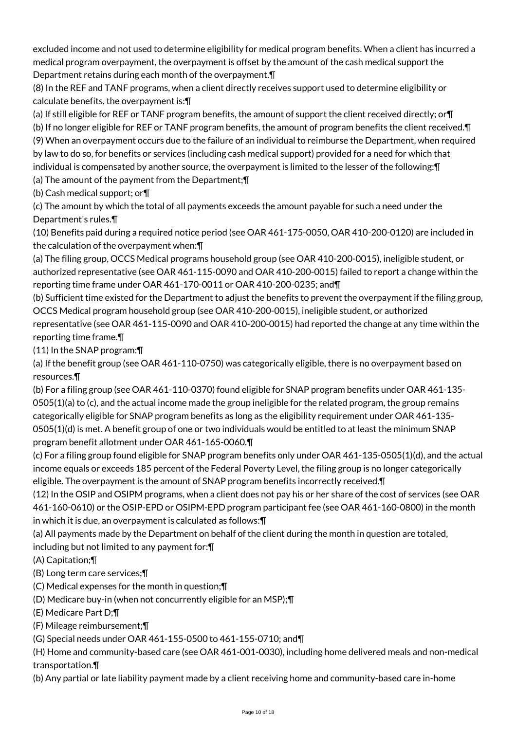excluded income and not used to determine eligibility for medical program benefits. When a client has incurred a medical program overpayment, the overpayment is offset by the amount of the cash medical support the Department retains during each month of the overpayment.¶

(8) In the REF and TANF programs, when a client directly receives support used to determine eligibility or calculate benefits, the overpayment is:¶

(a) If still eligible for REF or TANF program benefits, the amount of support the client received directly; or¶

(b) If no longer eligible for REF or TANF program benefits, the amount of program benefits the client received.¶

(9) When an overpayment occurs due to the failure of an individual to reimburse the Department, when required by law to do so, for benefits or services (including cash medical support) provided for a need for which that individual is compensated by another source, the overpayment is limited to the lesser of the following:¶

(a) The amount of the payment from the Department;¶

(b) Cash medical support; or¶

(c) The amount by which the total of all payments exceeds the amount payable for such a need under the Department's rules.¶

(10) Benefits paid during a required notice period (see OAR 461-175-0050, OAR 410-200-0120) are included in the calculation of the overpayment when:¶

(a) The filing group, OCCS Medical programs household group (see OAR 410-200-0015), ineligible student, or authorized representative (see OAR 461-115-0090 and OAR 410-200-0015) failed to report a change within the reporting time frame under OAR 461-170-0011 or OAR 410-200-0235; and¶

(b) Sufficient time existed for the Department to adjust the benefits to prevent the overpayment if the filing group, OCCS Medical program household group (see OAR 410-200-0015), ineligible student, or authorized representative (see OAR 461-115-0090 and OAR 410-200-0015) had reported the change at any time within the reporting time frame.¶

(11) In the SNAP program:¶

(a) If the benefit group (see OAR 461-110-0750) was categorically eligible, there is no overpayment based on resources.¶

(b) For a filing group (see OAR 461-110-0370) found eligible for SNAP program benefits under OAR 461-135-0505(1)(a) to (c), and the actual income made the group ineligible for the related program, the group remains categorically eligible for SNAP program benefits as long as the eligibility requirement under OAR 461-135-0505(1)(d) is met. A benefit group of one or two individuals would be entitled to at least the minimum SNAP program benefit allotment under OAR 461-165-0060.¶

(c) For a filing group found eligible for SNAP program benefits only under OAR 461-135-0505(1)(d), and the actual income equals or exceeds 185 percent of the Federal Poverty Level, the filing group is no longer categorically eligible. The overpayment is the amount of SNAP program benefits incorrectly received.¶

(12) In the OSIP and OSIPM programs, when a client does not pay his or her share of the cost of services (see OAR 461-160-0610) or the OSIP-EPD or OSIPM-EPD program participant fee (see OAR 461-160-0800) in the month in which it is due, an overpayment is calculated as follows:¶

(a) All payments made by the Department on behalf of the client during the month in question are totaled, including but not limited to any payment for:¶

(A) Capitation;¶

(B) Long term care services;¶

(C) Medical expenses for the month in question;¶

(D) Medicare buy-in (when not concurrently eligible for an MSP);¶

(E) Medicare Part D;¶

(F) Mileage reimbursement;¶

(G) Special needs under OAR 461-155-0500 to 461-155-0710; and¶

(H) Home and community-based care (see OAR 461-001-0030), including home delivered meals and non-medical transportation.¶

(b) Any partial or late liability payment made by a client receiving home and community-based care in-home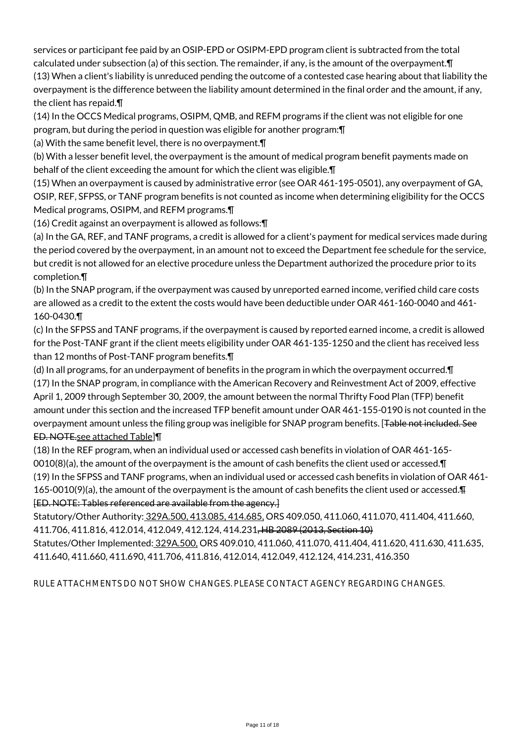services or participant fee paid by an OSIP-EPD or OSIPM-EPD program client is subtracted from the total calculated under subsection (a) of this section. The remainder, if any, is the amount of the overpayment.¶

(13) When a client's liability is unreduced pending the outcome of a contested case hearing about that liability the overpayment is the difference between the liability amount determined in the final order and the amount, if any, the client has repaid.¶

(14) In the OCCS Medical programs, OSIPM, QMB, and REFM programs if the client was not eligible for one program, but during the period in question was eligible for another program:¶

(a) With the same benefit level, there is no overpayment.¶

(b) With a lesser benefit level, the overpayment is the amount of medical program benefit payments made on behalf of the client exceeding the amount for which the client was eligible.¶

(15) When an overpayment is caused by administrative error (see OAR 461-195-0501), any overpayment of GA, OSIP, REF, SFPSS, or TANF program benefits is not counted as income when determining eligibility for the OCCS Medical programs, OSIPM, and REFM programs.¶

(16) Credit against an overpayment is allowed as follows:¶

(a) In the GA, REF, and TANF programs, a credit is allowed for a client's payment for medical services made during the period covered by the overpayment, in an amount not to exceed the Department fee schedule for the service, but credit is not allowed for an elective procedure unless the Department authorized the procedure prior to its completion.¶

(b) In the SNAP program, if the overpayment was caused by unreported earned income, verified child care costs are allowed as a credit to the extent the costs would have been deductible under OAR 461-160-0040 and 461-160-0430.¶

(c) In the SFPSS and TANF programs, if the overpayment is caused by reported earned income, a credit is allowed for the Post-TANF grant if the client meets eligibility under OAR 461-135-1250 and the client has received less than 12 months of Post-TANF program benefits.¶

(d) In all programs, for an underpayment of benefits in the program in which the overpayment occurred.¶

(17) In the SNAP program, in compliance with the American Recovery and Reinvestment Act of 2009, effective April 1, 2009 through September 30, 2009, the amount between the normal Thrifty Food Plan (TFP) benefit amount under this section and the increased TFP benefit amount under OAR 461-155-0190 is not counted in the overpayment amount unless the filing group was ineligible for SNAP program benefits. [~~Table not included. See ED. NOTE.~~see attached Table]¶

(18) In the REF program, when an individual used or accessed cash benefits in violation of OAR 461-165-0010(8)(a), the amount of the overpayment is the amount of cash benefits the client used or accessed.¶

(19) In the SFPSS and TANF programs, when an individual used or accessed cash benefits in violation of OAR 461-165-0010(9)(a), the amount of the overpayment is the amount of cash benefits the client used or accessed.~~¶~~
~~[ED. NOTE: Tables referenced are available from the agency.]~~

Statutory/Other Authority: 329A.500, 413.085, 414.685, ORS 409.050, 411.060, 411.070, 411.404, 411.660, 411.706, 411.816, 412.014, 412.049, 412.124, 414.231~~, HB 2089 (2013, Section 10)~~
Statutes/Other Implemented: 329A.500, ORS 409.010, 411.060, 411.070, 411.404, 411.620, 411.630, 411.635, 411.640, 411.660, 411.690, 411.706, 411.816, 412.014, 412.049, 412.124, 414.231, 416.350

RULE ATTACHMENTS DO NOT SHOW CHANGES. PLEASE CONTACT AGENCY REGARDING CHANGES.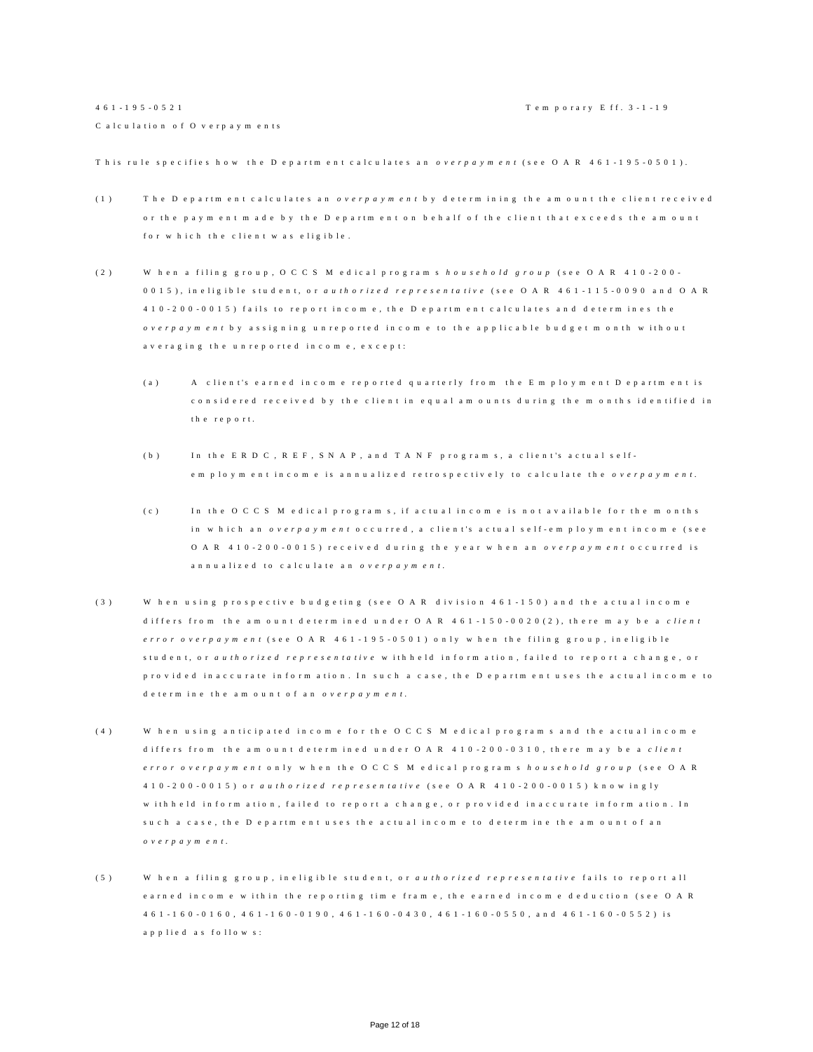461-195-0521 Temporary Eff. 3-1-19

Calculation of Overpayments

This rule specifies how the Department calculates an *overpayment* (see OAR 461-195-0501).

(1) The Department calculates an *overpayment* by determining the amount the client received or the payment made by the Department on behalf of the client that exceeds the amount for which the client was eligible.

(2) When a filing group, OCCS Medical programs *household group* (see OAR 410-200-0015), ineligible student, or *authorized representative* (see OAR 461-115-0090 and OAR 410-200-0015) fails to report income, the Department calculates and determines the *overpayment* by assigning unreported income to the applicable budget month without averaging the unreported income, except:

(a) A client's earned income reported quarterly from the Employment Department is considered received by the client in equal amounts during the months identified in the report.

(b) In the ERDC, REF, SNAP, and TANF programs, a client's actual self-employment income is annualized retrospectively to calculate the *overpayment*.

(c) In the OCCS Medical programs, if actual income is not available for the months in which an *overpayment* occurred, a client's actual self-employment income (see OAR 410-200-0015) received during the year when an *overpayment* occurred is annualized to calculate an *overpayment*.

(3) When using prospective budgeting (see OAR division 461-150) and the actual income differs from the amount determined under OAR 461-150-0020(2), there may be a *client error overpayment* (see OAR 461-195-0501) only when the filing group, ineligible student, or *authorized representative* withheld information, failed to report a change, or provided inaccurate information. In such a case, the Department uses the actual income to determine the amount of an *overpayment*.

(4) When using anticipated income for the OCCS Medical programs and the actual income differs from the amount determined under OAR 410-200-0310, there may be a *client error overpayment* only when the OCCS Medical programs *household group* (see OAR 410-200-0015) or *authorized representative* (see OAR 410-200-0015) knowingly withheld information, failed to report a change, or provided inaccurate information. In such a case, the Department uses the actual income to determine the amount of an *overpayment*.

(5) When a filing group, ineligible student, or *authorized representative* fails to report all earned income within the reporting time frame, the earned income deduction (see OAR 461-160-0160, 461-160-0190, 461-160-0430, 461-160-0550, and 461-160-0552) is applied as follows: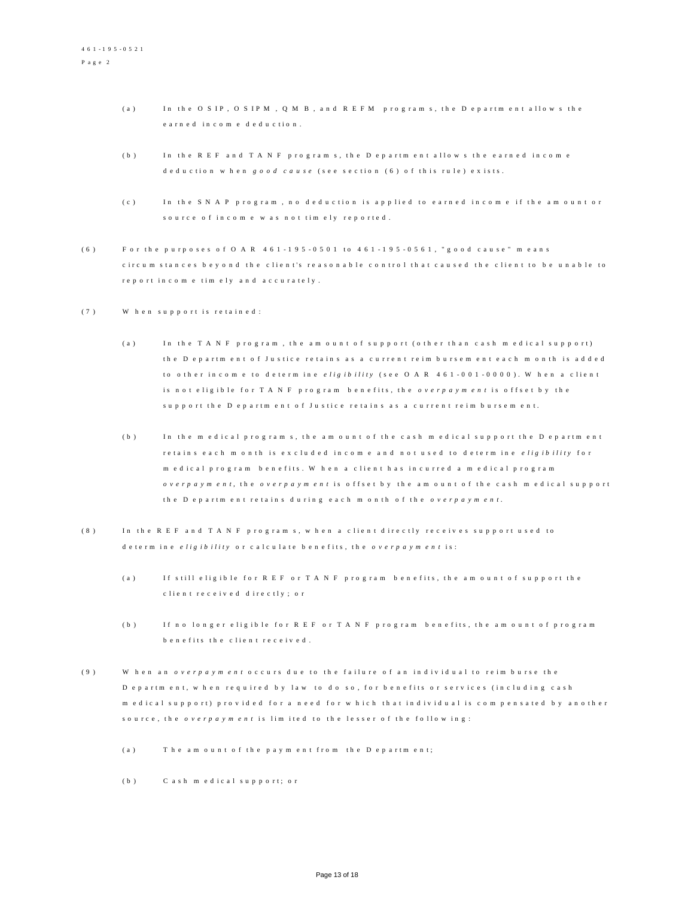(a) In the OSIP, OSIPM, QMB, and REFM programs, the Department allows the earned income deduction.

(b) In the REF and TANF programs, the Department allows the earned income deduction when *good cause* (see section (6) of this rule) exists.

(c) In the SNAP program, no deduction is applied to earned income if the amount or source of income was not timely reported.

(6) For the purposes of OAR 461-195-0501 to 461-195-0561, "good cause" means circumstances beyond the client's reasonable control that caused the client to be unable to report income timely and accurately.

(7) When support is retained:

(a) In the TANF program, the amount of support (other than cash medical support) the Department of Justice retains as a current reimbursement each month is added to other income to determine *eligibility* (see OAR 461-001-0000). When a client is not eligible for TANF program benefits, the *overpayment* is offset by the support the Department of Justice retains as a current reimbursement.

(b) In the medical programs, the amount of the cash medical support the Department retains each month is excluded income and not used to determine *eligibility* for medical program benefits. When a client has incurred a medical program *overpayment*, the *overpayment* is offset by the amount of the cash medical support the Department retains during each month of the *overpayment*.

(8) In the REF and TANF programs, when a client directly receives support used to determine *eligibility* or calculate benefits, the *overpayment* is:

(a) If still eligible for REF or TANF program benefits, the amount of support the client received directly; or

(b) If no longer eligible for REF or TANF program benefits, the amount of program benefits the client received.

(9) When an *overpayment* occurs due to the failure of an individual to reimburse the Department, when required by law to do so, for benefits or services (including cash medical support) provided for a need for which that individual is compensated by another source, the *overpayment* is limited to the lesser of the following:

(a) The amount of the payment from the Department;

(b) Cash medical support; or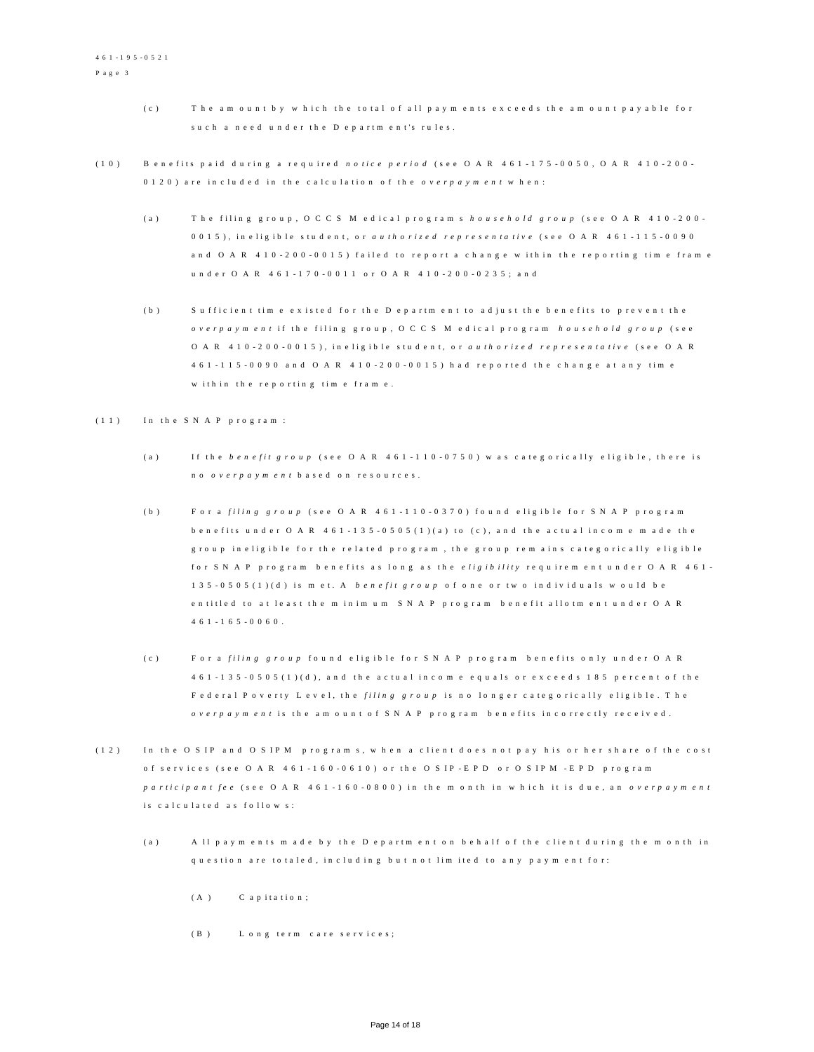(c) The amount by which the total of all payments exceeds the amount payable for such a need under the Department's rules.

(10) Benefits paid during a required *notice period* (see OAR 461-175-0050, OAR 410-200-0120) are included in the calculation of the *overpayment* when:

(a) The filing group, OCCS Medical programs *household group* (see OAR 410-200-0015), ineligible student, or *authorized representative* (see OAR 461-115-0090 and OAR 410-200-0015) failed to report a change within the reporting time frame under OAR 461-170-0011 or OAR 410-200-0235; and

(b) Sufficient time existed for the Department to adjust the benefits to prevent the *overpayment* if the filing group, OCCS Medical program *household group* (see OAR 410-200-0015), ineligible student, or *authorized representative* (see OAR 461-115-0090 and OAR 410-200-0015) had reported the change at any time within the reporting time frame.

(11) In the SNAP program:

(a) If the *benefit group* (see OAR 461-110-0750) was categorically eligible, there is no *overpayment* based on resources.

(b) For a *filing group* (see OAR 461-110-0370) found eligible for SNAP program benefits under OAR 461-135-0505(1)(a) to (c), and the actual income made the group ineligible for the related program, the group remains categorically eligible for SNAP program benefits as long as the *eligibility* requirement under OAR 461-135-0505(1)(d) is met. A *benefit group* of one or two individuals would be entitled to at least the minimum SNAP program benefit allotment under OAR 461-165-0060.

(c) For a *filing group* found eligible for SNAP program benefits only under OAR 461-135-0505(1)(d), and the actual income equals or exceeds 185 percent of the Federal Poverty Level, the *filing group* is no longer categorically eligible. The *overpayment* is the amount of SNAP program benefits incorrectly received.

(12) In the OSIP and OSIPM programs, when a client does not pay his or her share of the cost of services (see OAR 461-160-0610) or the OSIP-EPD or OSIPM-EPD program *participant fee* (see OAR 461-160-0800) in the month in which it is due, an *overpayment* is calculated as follows:

(a) All payments made by the Department on behalf of the client during the month in question are totaled, including but not limited to any payment for:

(A) Capitation;

(B) Long term care services;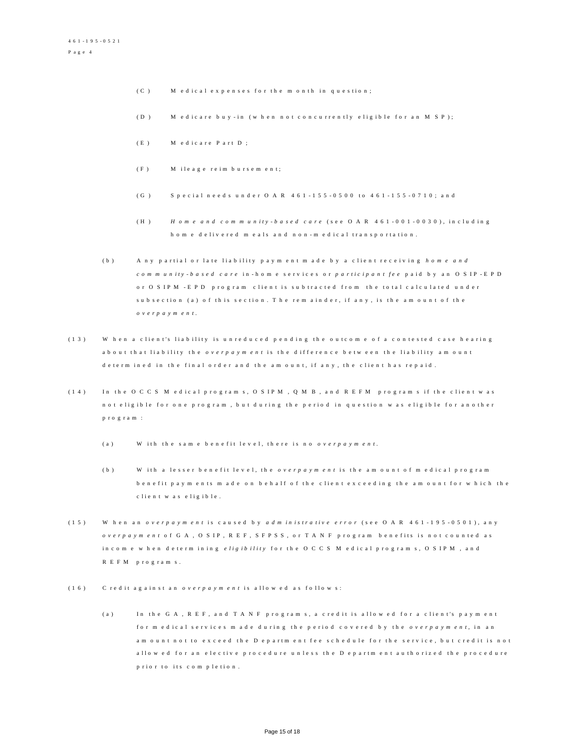(C) Medical expenses for the month in question;

(D) Medicare buy-in (when not concurrently eligible for an MSP);

(E) Medicare Part D;

(F) Mileage reimbursement;

(G) Special needs under OAR 461-155-0500 to 461-155-0710; and

(H) *Home and community-based care* (see OAR 461-001-0030), including home delivered meals and non-medical transportation.

(b) Any partial or late liability payment made by a client receiving *home and community-based care* in-home services or *participant fee* paid by an OSIP-EPD or OSIPM-EPD program client is subtracted from the total calculated under subsection (a) of this section. The remainder, if any, is the amount of the *overpayment*.

(13) When a client's liability is unreduced pending the outcome of a contested case hearing about that liability the *overpayment* is the difference between the liability amount determined in the final order and the amount, if any, the client has repaid.

(14) In the OCCS Medical programs, OSIPM, QMB, and REFM programs if the client was not eligible for one program, but during the period in question was eligible for another program:

(a) With the same benefit level, there is no *overpayment*.

(b) With a lesser benefit level, the *overpayment* is the amount of medical program benefit payments made on behalf of the client exceeding the amount for which the client was eligible.

(15) When an *overpayment* is caused by *administrative error* (see OAR 461-195-0501), any *overpayment* of GA, OSIP, REF, SFPSS, or TANF program benefits is not counted as income when determining *eligibility* for the OCCS Medical programs, OSIPM, and REFM programs.

(16) Credit against an *overpayment* is allowed as follows:

(a) In the GA, REF, and TANF programs, a credit is allowed for a client's payment for medical services made during the period covered by the *overpayment*, in an amount not to exceed the Department fee schedule for the service, but credit is not allowed for an elective procedure unless the Department authorized the procedure prior to its completion.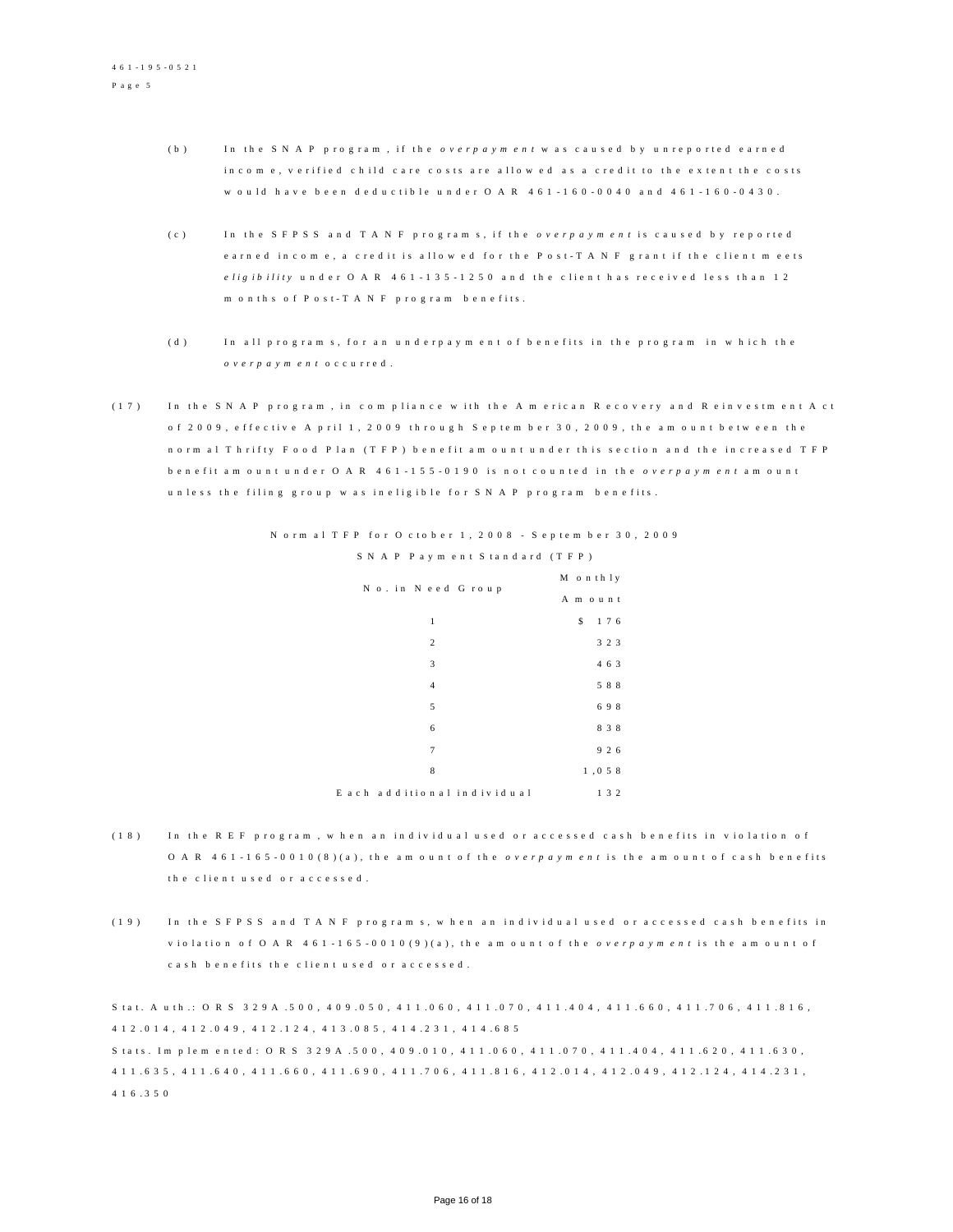(b) In the SNAP program, if the *overpayment* was caused by unreported earned income, verified child care costs are allowed as a credit to the extent the costs would have been deductible under OAR 461-160-0040 and 461-160-0430.

(c) In the SFPSS and TANF programs, if the *overpayment* is caused by reported earned income, a credit is allowed for the Post-TANF grant if the client meets *eligibility* under OAR 461-135-1250 and the client has received less than 12 months of Post-TANF program benefits.

(d) In all programs, for an underpayment of benefits in the program in which the *overpayment* occurred.

(17) In the SNAP program, in compliance with the American Recovery and Reinvestment Act of 2009, effective April 1, 2009 through September 30, 2009, the amount between the normal Thrifty Food Plan (TFP) benefit amount under this section and the increased TFP benefit amount under OAR 461-155-0190 is not counted in the *overpayment* amount unless the filing group was ineligible for SNAP program benefits.

Normal TFP for October 1, 2008 - September 30, 2009

SNAP Payment Standard (TFP)

| No. in Need Group | Monthly Amount |
|---|---|
| 1 | $ 176 |
| 2 | 323 |
| 3 | 463 |
| 4 | 588 |
| 5 | 698 |
| 6 | 838 |
| 7 | 926 |
| 8 | 1,058 |
| Each additional individual | 132 |

(18) In the REF program, when an individual used or accessed cash benefits in violation of OAR 461-165-0010(8)(a), the amount of the *overpayment* is the amount of cash benefits the client used or accessed.

(19) In the SFPSS and TANF programs, when an individual used or accessed cash benefits in violation of OAR 461-165-0010(9)(a), the amount of the *overpayment* is the amount of cash benefits the client used or accessed.

Stat. Auth.: ORS 329A.500, 409.050, 411.060, 411.070, 411.404, 411.660, 411.706, 411.816, 412.014, 412.049, 412.124, 413.085, 414.231, 414.685
Stats. Implemented: ORS 329A.500, 409.010, 411.060, 411.070, 411.404, 411.620, 411.630, 411.635, 411.640, 411.660, 411.690, 411.706, 411.816, 412.014, 412.049, 412.124, 414.231, 416.350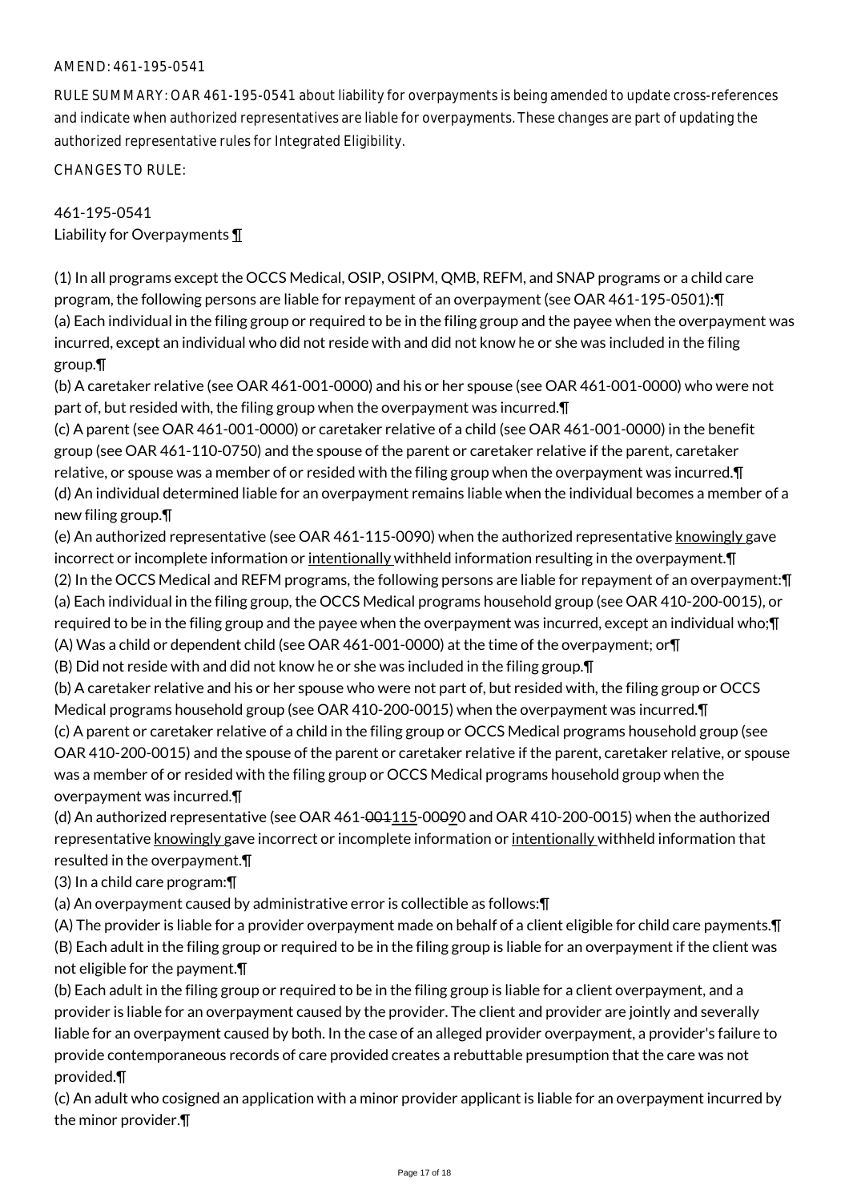AMEND: 461-195-0541

RULE SUMMARY: OAR 461-195-0541 about liability for overpayments is being amended to update cross-references and indicate when authorized representatives are liable for overpayments. These changes are part of updating the authorized representative rules for Integrated Eligibility.

CHANGES TO RULE:

461-195-0541
Liability for Overpayments ¶

(1) In all programs except the OCCS Medical, OSIP, OSIPM, QMB, REFM, and SNAP programs or a child care program, the following persons are liable for repayment of an overpayment (see OAR 461-195-0501):¶
(a) Each individual in the filing group or required to be in the filing group and the payee when the overpayment was incurred, except an individual who did not reside with and did not know he or she was included in the filing group.¶
(b) A caretaker relative (see OAR 461-001-0000) and his or her spouse (see OAR 461-001-0000) who were not part of, but resided with, the filing group when the overpayment was incurred.¶
(c) A parent (see OAR 461-001-0000) or caretaker relative of a child (see OAR 461-001-0000) in the benefit group (see OAR 461-110-0750) and the spouse of the parent or caretaker relative if the parent, caretaker relative, or spouse was a member of or resided with the filing group when the overpayment was incurred.¶
(d) An individual determined liable for an overpayment remains liable when the individual becomes a member of a new filing group.¶
(e) An authorized representative (see OAR 461-115-0090) when the authorized representative knowingly gave incorrect or incomplete information or intentionally withheld information resulting in the overpayment.¶
(2) In the OCCS Medical and REFM programs, the following persons are liable for repayment of an overpayment:¶
(a) Each individual in the filing group, the OCCS Medical programs household group (see OAR 410-200-0015), or required to be in the filing group and the payee when the overpayment was incurred, except an individual who;¶
(A) Was a child or dependent child (see OAR 461-001-0000) at the time of the overpayment; or¶
(B) Did not reside with and did not know he or she was included in the filing group.¶
(b) A caretaker relative and his or her spouse who were not part of, but resided with, the filing group or OCCS Medical programs household group (see OAR 410-200-0015) when the overpayment was incurred.¶
(c) A parent or caretaker relative of a child in the filing group or OCCS Medical programs household group (see OAR 410-200-0015) and the spouse of the parent or caretaker relative if the parent, caretaker relative, or spouse was a member of or resided with the filing group or OCCS Medical programs household group when the overpayment was incurred.¶
(d) An authorized representative (see OAR 461-~~001~~115-00~~0~~90 and OAR 410-200-0015) when the authorized representative knowingly gave incorrect or incomplete information or intentionally withheld information that resulted in the overpayment.¶
(3) In a child care program:¶
(a) An overpayment caused by administrative error is collectible as follows:¶
(A) The provider is liable for a provider overpayment made on behalf of a client eligible for child care payments.¶
(B) Each adult in the filing group or required to be in the filing group is liable for an overpayment if the client was not eligible for the payment.¶
(b) Each adult in the filing group or required to be in the filing group is liable for a client overpayment, and a provider is liable for an overpayment caused by the provider. The client and provider are jointly and severally liable for an overpayment caused by both. In the case of an alleged provider overpayment, a provider's failure to provide contemporaneous records of care provided creates a rebuttable presumption that the care was not provided.¶
(c) An adult who cosigned an application with a minor provider applicant is liable for an overpayment incurred by the minor provider.¶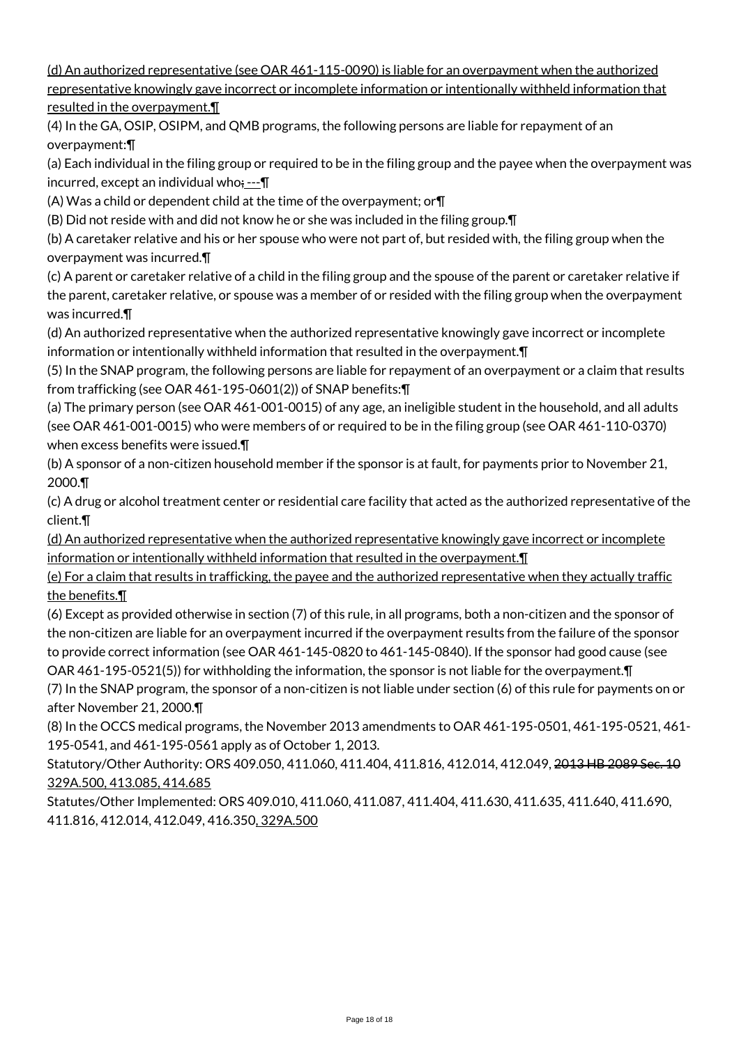(d) An authorized representative (see OAR 461-115-0090) is liable for an overpayment when the authorized representative knowingly gave incorrect or incomplete information or intentionally withheld information that resulted in the overpayment.¶

(4) In the GA, OSIP, OSIPM, and QMB programs, the following persons are liable for repayment of an overpayment:¶

(a) Each individual in the filing group or required to be in the filing group and the payee when the overpayment was incurred, except an individual who~~;~~ ---¶

(A) Was a child or dependent child at the time of the overpayment; or¶

(B) Did not reside with and did not know he or she was included in the filing group.¶

(b) A caretaker relative and his or her spouse who were not part of, but resided with, the filing group when the overpayment was incurred.¶

(c) A parent or caretaker relative of a child in the filing group and the spouse of the parent or caretaker relative if the parent, caretaker relative, or spouse was a member of or resided with the filing group when the overpayment was incurred.¶

(d) An authorized representative when the authorized representative knowingly gave incorrect or incomplete information or intentionally withheld information that resulted in the overpayment.¶

(5) In the SNAP program, the following persons are liable for repayment of an overpayment or a claim that results from trafficking (see OAR 461-195-0601(2)) of SNAP benefits:¶

(a) The primary person (see OAR 461-001-0015) of any age, an ineligible student in the household, and all adults (see OAR 461-001-0015) who were members of or required to be in the filing group (see OAR 461-110-0370) when excess benefits were issued.¶

(b) A sponsor of a non-citizen household member if the sponsor is at fault, for payments prior to November 21, 2000.¶

(c) A drug or alcohol treatment center or residential care facility that acted as the authorized representative of the client.¶

(d) An authorized representative when the authorized representative knowingly gave incorrect or incomplete information or intentionally withheld information that resulted in the overpayment.¶

(e) For a claim that results in trafficking, the payee and the authorized representative when they actually traffic the benefits.¶

(6) Except as provided otherwise in section (7) of this rule, in all programs, both a non-citizen and the sponsor of the non-citizen are liable for an overpayment incurred if the overpayment results from the failure of the sponsor to provide correct information (see OAR 461-145-0820 to 461-145-0840). If the sponsor had good cause (see OAR 461-195-0521(5)) for withholding the information, the sponsor is not liable for the overpayment.¶

(7) In the SNAP program, the sponsor of a non-citizen is not liable under section (6) of this rule for payments on or after November 21, 2000.¶

(8) In the OCCS medical programs, the November 2013 amendments to OAR 461-195-0501, 461-195-0521, 461-195-0541, and 461-195-0561 apply as of October 1, 2013.

Statutory/Other Authority: ORS 409.050, 411.060, 411.404, 411.816, 412.014, 412.049, ~~2013 HB 2089 Sec. 10~~ 329A.500, 413.085, 414.685

Statutes/Other Implemented: ORS 409.010, 411.060, 411.087, 411.404, 411.630, 411.635, 411.640, 411.690, 411.816, 412.014, 412.049, 416.350, 329A.500